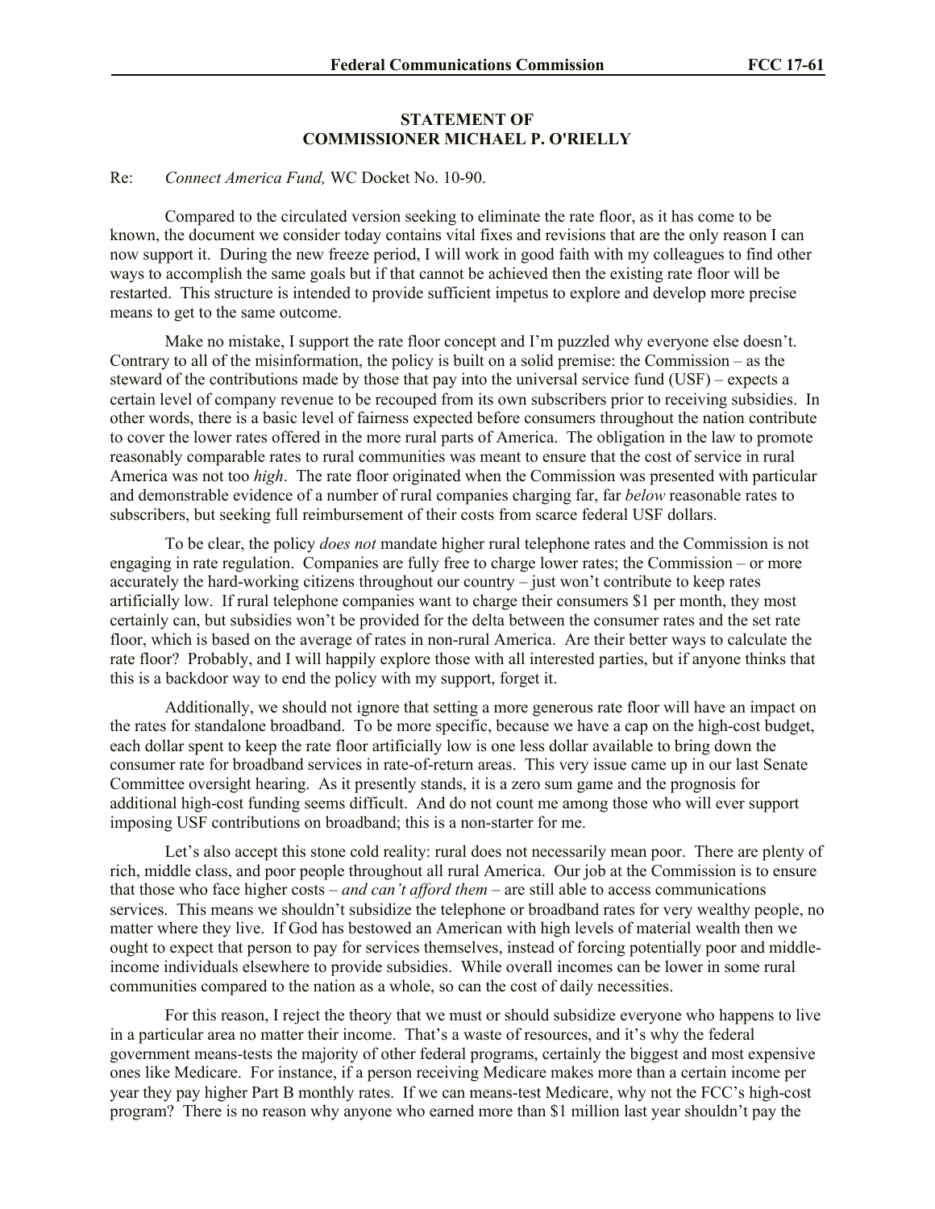## STATEMENT OF
## COMMISSIONER MICHAEL P. O'RIELLY

Re: *Connect America Fund,* WC Docket No. 10-90.

Compared to the circulated version seeking to eliminate the rate floor, as it has come to be known, the document we consider today contains vital fixes and revisions that are the only reason I can now support it. During the new freeze period, I will work in good faith with my colleagues to find other ways to accomplish the same goals but if that cannot be achieved then the existing rate floor will be restarted. This structure is intended to provide sufficient impetus to explore and develop more precise means to get to the same outcome.

Make no mistake, I support the rate floor concept and I'm puzzled why everyone else doesn't. Contrary to all of the misinformation, the policy is built on a solid premise: the Commission – as the steward of the contributions made by those that pay into the universal service fund (USF) – expects a certain level of company revenue to be recouped from its own subscribers prior to receiving subsidies. In other words, there is a basic level of fairness expected before consumers throughout the nation contribute to cover the lower rates offered in the more rural parts of America. The obligation in the law to promote reasonably comparable rates to rural communities was meant to ensure that the cost of service in rural America was not too *high*. The rate floor originated when the Commission was presented with particular and demonstrable evidence of a number of rural companies charging far, far *below* reasonable rates to subscribers, but seeking full reimbursement of their costs from scarce federal USF dollars.

To be clear, the policy *does not* mandate higher rural telephone rates and the Commission is not engaging in rate regulation. Companies are fully free to charge lower rates; the Commission – or more accurately the hard-working citizens throughout our country – just won't contribute to keep rates artificially low. If rural telephone companies want to charge their consumers $1 per month, they most certainly can, but subsidies won't be provided for the delta between the consumer rates and the set rate floor, which is based on the average of rates in non-rural America. Are their better ways to calculate the rate floor? Probably, and I will happily explore those with all interested parties, but if anyone thinks that this is a backdoor way to end the policy with my support, forget it.

Additionally, we should not ignore that setting a more generous rate floor will have an impact on the rates for standalone broadband. To be more specific, because we have a cap on the high-cost budget, each dollar spent to keep the rate floor artificially low is one less dollar available to bring down the consumer rate for broadband services in rate-of-return areas. This very issue came up in our last Senate Committee oversight hearing. As it presently stands, it is a zero sum game and the prognosis for additional high-cost funding seems difficult. And do not count me among those who will ever support imposing USF contributions on broadband; this is a non-starter for me.

Let's also accept this stone cold reality: rural does not necessarily mean poor. There are plenty of rich, middle class, and poor people throughout all rural America. Our job at the Commission is to ensure that those who face higher costs – *and can't afford them* – are still able to access communications services. This means we shouldn't subsidize the telephone or broadband rates for very wealthy people, no matter where they live. If God has bestowed an American with high levels of material wealth then we ought to expect that person to pay for services themselves, instead of forcing potentially poor and middle-income individuals elsewhere to provide subsidies. While overall incomes can be lower in some rural communities compared to the nation as a whole, so can the cost of daily necessities.

For this reason, I reject the theory that we must or should subsidize everyone who happens to live in a particular area no matter their income. That's a waste of resources, and it's why the federal government means-tests the majority of other federal programs, certainly the biggest and most expensive ones like Medicare. For instance, if a person receiving Medicare makes more than a certain income per year they pay higher Part B monthly rates. If we can means-test Medicare, why not the FCC's high-cost program? There is no reason why anyone who earned more than $1 million last year shouldn't pay the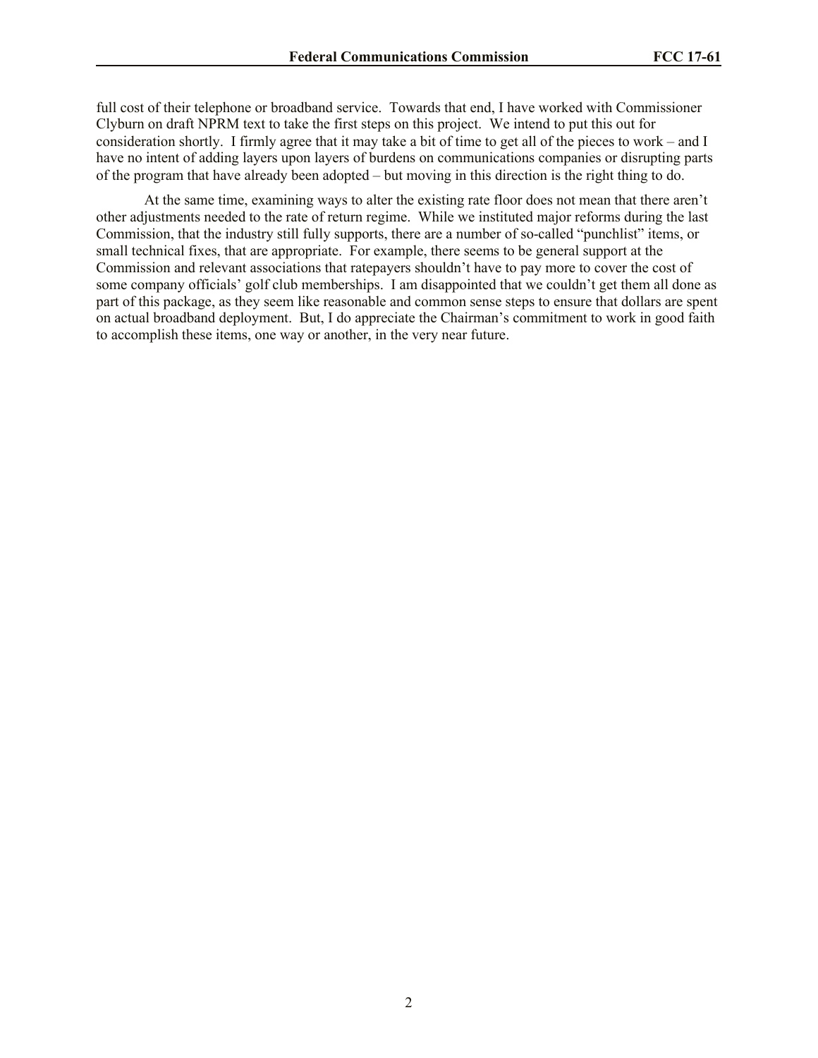full cost of their telephone or broadband service. Towards that end, I have worked with Commissioner Clyburn on draft NPRM text to take the first steps on this project. We intend to put this out for consideration shortly. I firmly agree that it may take a bit of time to get all of the pieces to work – and I have no intent of adding layers upon layers of burdens on communications companies or disrupting parts of the program that have already been adopted – but moving in this direction is the right thing to do.

At the same time, examining ways to alter the existing rate floor does not mean that there aren't other adjustments needed to the rate of return regime. While we instituted major reforms during the last Commission, that the industry still fully supports, there are a number of so-called "punchlist" items, or small technical fixes, that are appropriate. For example, there seems to be general support at the Commission and relevant associations that ratepayers shouldn't have to pay more to cover the cost of some company officials' golf club memberships. I am disappointed that we couldn't get them all done as part of this package, as they seem like reasonable and common sense steps to ensure that dollars are spent on actual broadband deployment. But, I do appreciate the Chairman's commitment to work in good faith to accomplish these items, one way or another, in the very near future.